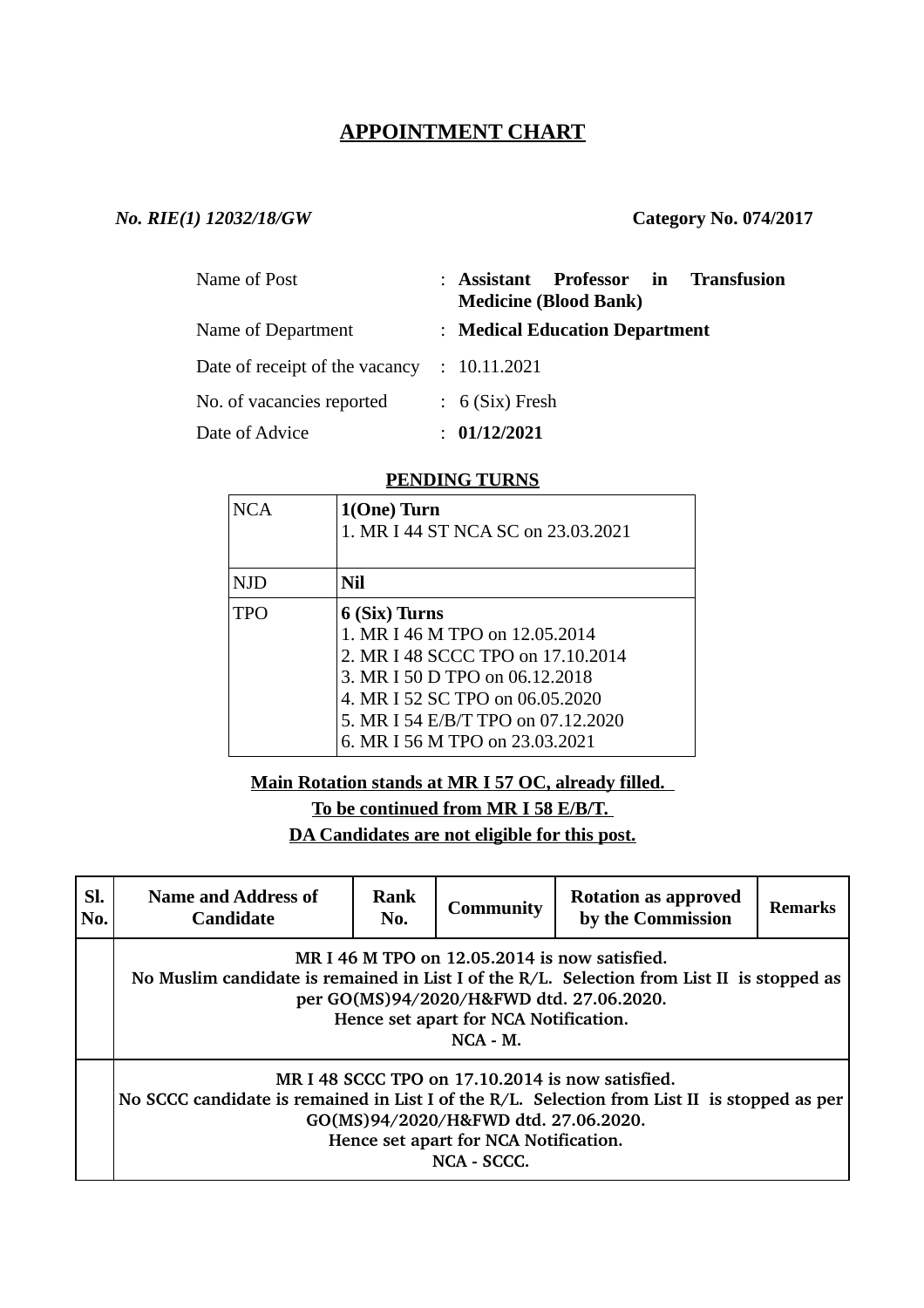# APPOINTMENT CHART

***No. RIE(1) 12032/18/GW*** **Category No. 074/2017**

| | | |
|---|---|---|
| Name of Post | : | **Assistant Professor in Transfusion Medicine (Blood Bank)** |
| Name of Department | : | **Medical Education Department** |
| Date of receipt of the vacancy | : | 10.11.2021 |
| No. of vacancies reported | : | 6 (Six) Fresh |
| Date of Advice | : | **01/12/2021** |

**PENDING TURNS**

| | |
|---|---|
| NCA | **1(One) Turn**<br>1. MR I 44 ST NCA SC on 23.03.2021 |
| NJD | **Nil** |
| TPO | **6 (Six) Turns**<br>1. MR I 46 M TPO on 12.05.2014<br>2. MR I 48 SCCC TPO on 17.10.2014<br>3. MR I 50 D TPO on 06.12.2018<br>4. MR I 52 SC TPO on 06.05.2020<br>5. MR I 54 E/B/T TPO on 07.12.2020<br>6. MR I 56 M TPO on 23.03.2021 |

**Main Rotation stands at MR I 57 OC, already filled.**

**To be continued from MR I 58 E/B/T.**

**DA Candidates are not eligible for this post.**

| Sl. No. | Name and Address of Candidate | Rank No. | Community | Rotation as approved by the Commission | Remarks |
|---|---|---|---|---|---|
| | **MR I 46 M TPO on 12.05.2014 is now satisfied.<br>No Muslim candidate is remained in List I of the R/L. Selection from List II is stopped as per GO(MS)94/2020/H&FWD dtd. 27.06.2020.<br>Hence set apart for NCA Notification.<br>NCA - M.** | | | | |
| | **MR I 48 SCCC TPO on 17.10.2014 is now satisfied.<br>No SCCC candidate is remained in List I of the R/L. Selection from List II is stopped as per GO(MS)94/2020/H&FWD dtd. 27.06.2020.<br>Hence set apart for NCA Notification.<br>NCA - SCCC.** | | | | |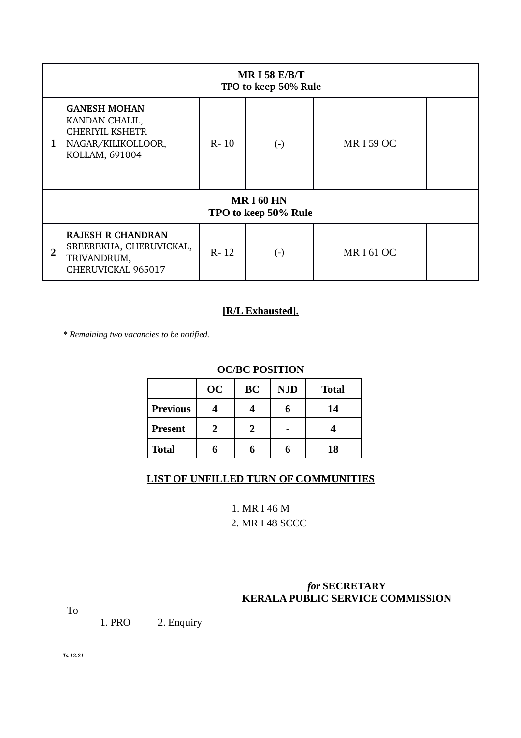| | | | | | |
|---|---|---|---|---|---|
| | **MR I 58 E/B/T**<br>**TPO to keep 50% Rule** | | | | |
| **1** | **GANESH MOHAN**<br>KANDAN CHALIL, CHERIYIL KSHETR NAGAR/KILIKOLLOOR, KOLLAM, 691004 | R- 10 | (-) | MR I 59 OC | |
| **MR I 60 HN**<br>**TPO to keep 50% Rule** | | | | | |
| **2** | **RAJESH R CHANDRAN**<br>SREEREKHA, CHERUVICKAL, TRIVANDRUM, CHERUVICKAL 965017 | R- 12 | (-) | MR I 61 OC | |

**[R/L Exhausted].**

\* *Remaining two vacancies to be notified.*

**OC/BC POSITION**

| | OC | BC | NJD | Total |
|---|---|---|---|---|
| **Previous** | **4** | **4** | **6** | **14** |
| **Present** | **2** | **2** | **-** | **4** |
| **Total** | **6** | **6** | **6** | **18** |

**LIST OF UNFILLED TURN OF COMMUNITIES**

1. MR I 46 M
2. MR I 48 SCCC

***for*** **SECRETARY**
**KERALA PUBLIC SERVICE COMMISSION**

To

1. PRO 2. Enquiry

*Ts.12.21*